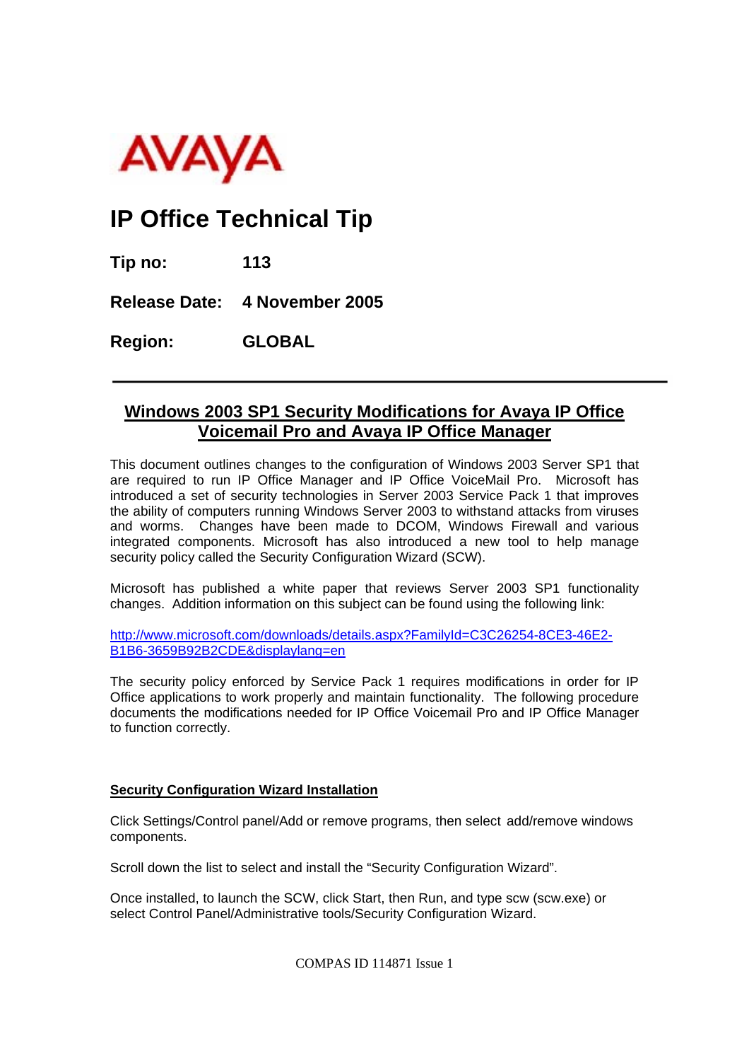AVAYA

# IP Office Technical Tip

**Tip no:** 113

**Release Date:** 4 November 2005

**Region:** GLOBAL

---

## Windows 2003 SP1 Security Modifications for Avaya IP Office Voicemail Pro and Avaya IP Office Manager

This document outlines changes to the configuration of Windows 2003 Server SP1 that are required to run IP Office Manager and IP Office VoiceMail Pro. Microsoft has introduced a set of security technologies in Server 2003 Service Pack 1 that improves the ability of computers running Windows Server 2003 to withstand attacks from viruses and worms. Changes have been made to DCOM, Windows Firewall and various integrated components. Microsoft has also introduced a new tool to help manage security policy called the Security Configuration Wizard (SCW).

Microsoft has published a white paper that reviews Server 2003 SP1 functionality changes. Addition information on this subject can be found using the following link:

http://www.microsoft.com/downloads/details.aspx?FamilyId=C3C26254-8CE3-46E2-B1B6-3659B92B2CDE&displaylang=en

The security policy enforced by Service Pack 1 requires modifications in order for IP Office applications to work properly and maintain functionality. The following procedure documents the modifications needed for IP Office Voicemail Pro and IP Office Manager to function correctly.

### Security Configuration Wizard Installation

Click Settings/Control panel/Add or remove programs, then select add/remove windows components.

Scroll down the list to select and install the "Security Configuration Wizard".

Once installed, to launch the SCW, click Start, then Run, and type scw (scw.exe) or select Control Panel/Administrative tools/Security Configuration Wizard.

COMPAS ID 114871 Issue 1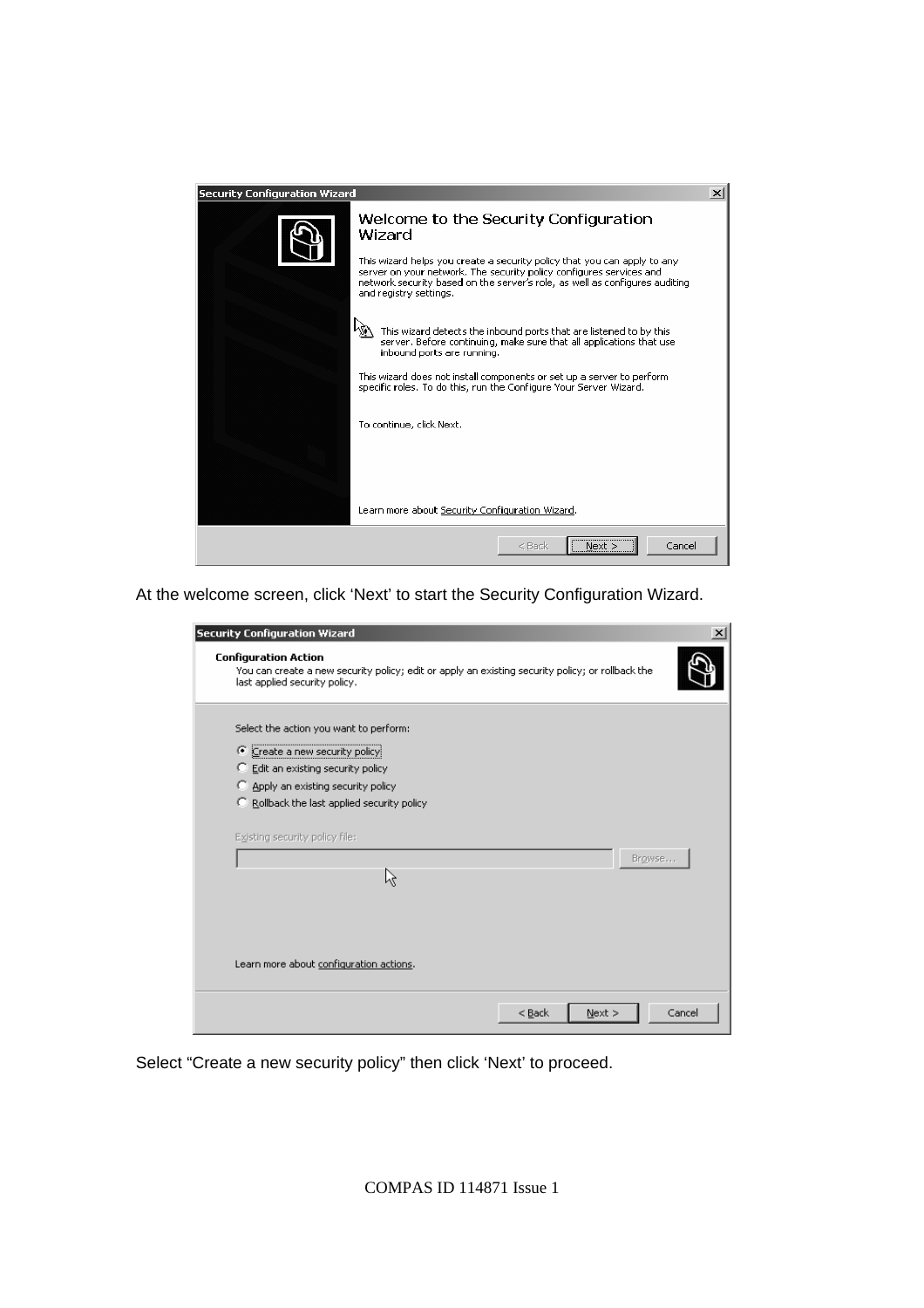At the welcome screen, click ‘Next’ to start the Security Configuration Wizard.

Select “Create a new security policy” then click ‘Next’ to proceed.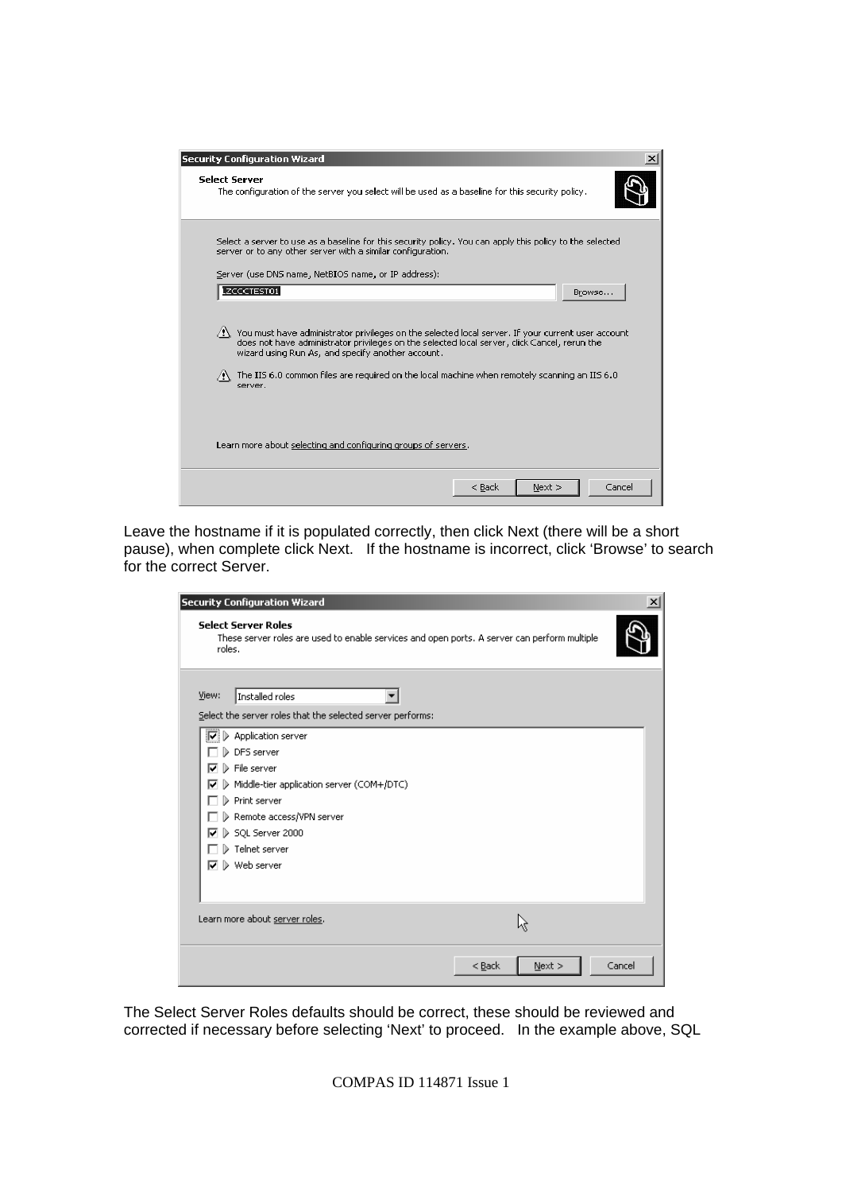Leave the hostname if it is populated correctly, then click Next (there will be a short pause), when complete click Next. If the hostname is incorrect, click 'Browse' to search for the correct Server.

The Select Server Roles defaults should be correct, these should be reviewed and corrected if necessary before selecting 'Next' to proceed. In the example above, SQL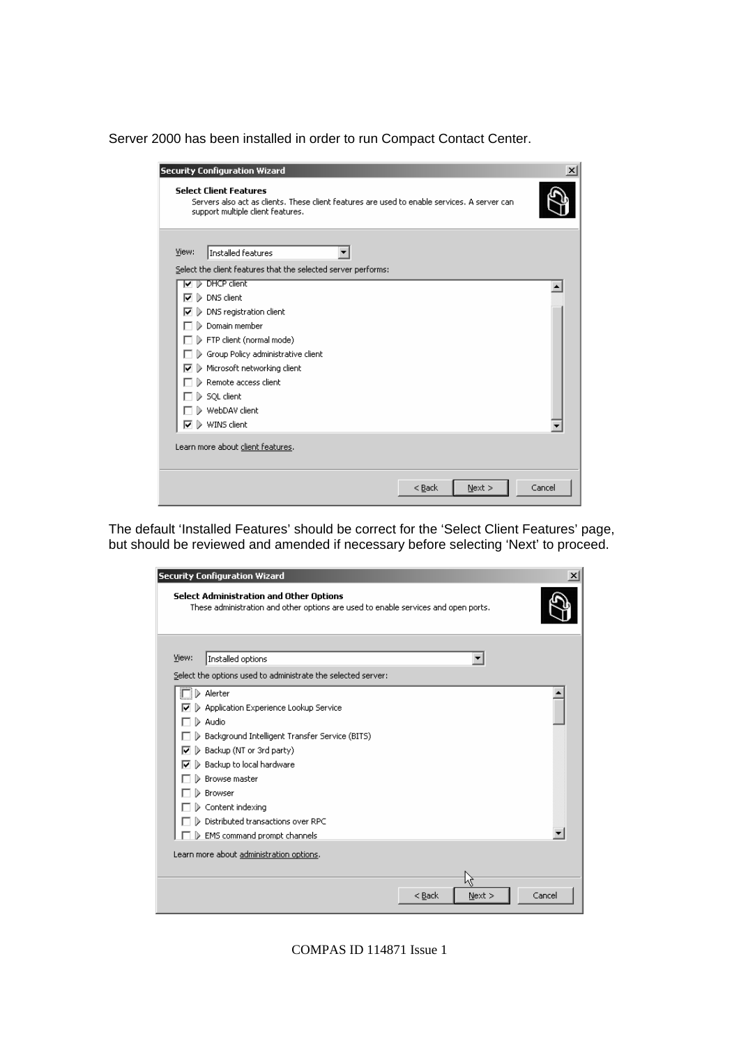Server 2000 has been installed in order to run Compact Contact Center.

The default 'Installed Features' should be correct for the 'Select Client Features' page, but should be reviewed and amended if necessary before selecting 'Next' to proceed.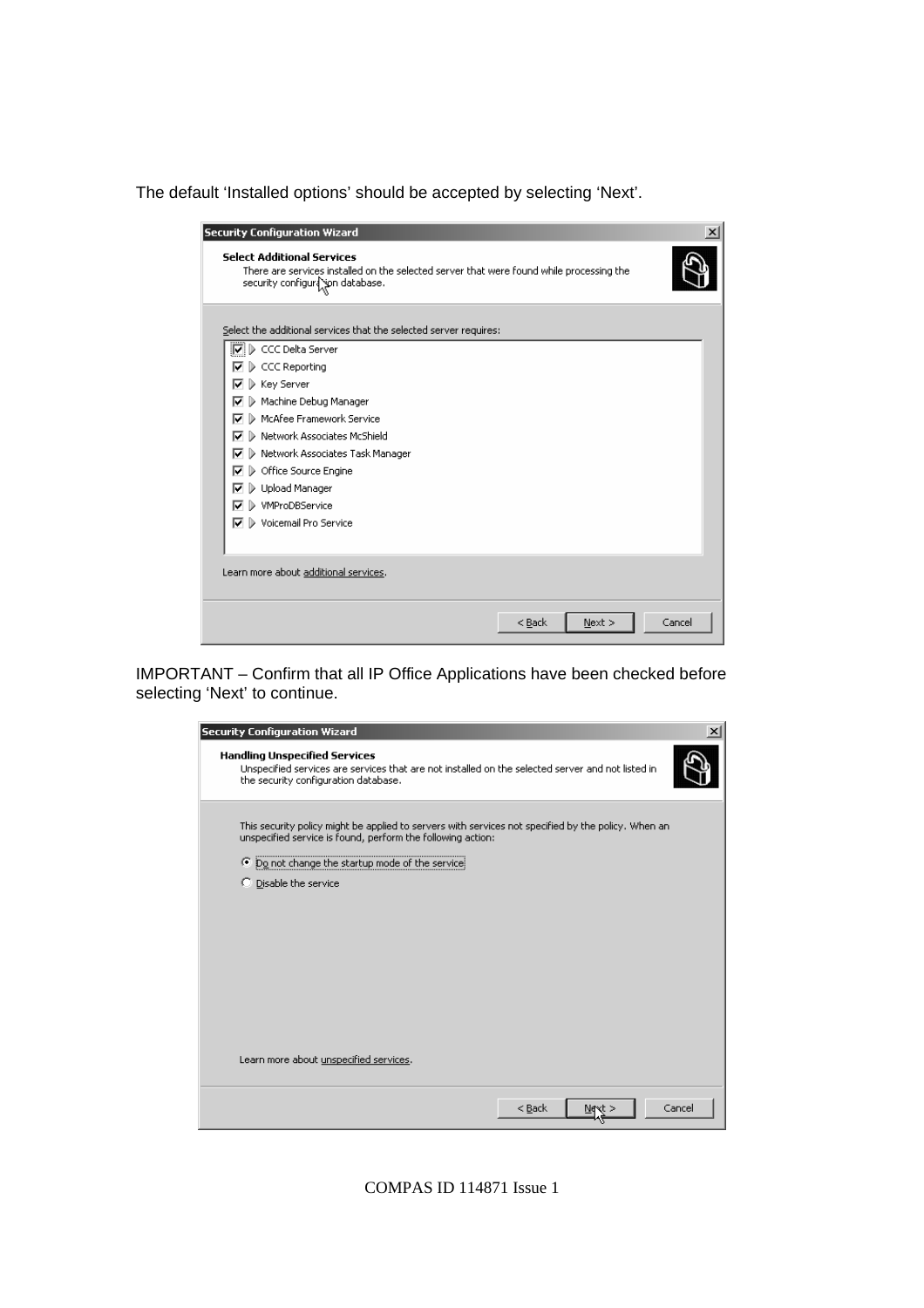The default 'Installed options' should be accepted by selecting 'Next'.

**Security Configuration Wizard**

**Select Additional Services**

There are services installed on the selected server that were found while processing the security configuration database.

Select the additional services that the selected server requires:

- [x] CCC Delta Server
- [x] CCC Reporting
- [x] Key Server
- [x] Machine Debug Manager
- [x] McAfee Framework Service
- [x] Network Associates McShield
- [x] Network Associates Task Manager
- [x] Office Source Engine
- [x] Upload Manager
- [x] VMProDBService
- [x] Voicemail Pro Service

Learn more about additional services.

< Back | Next > | Cancel

IMPORTANT – Confirm that all IP Office Applications have been checked before selecting 'Next' to continue.

**Security Configuration Wizard**

**Handling Unspecified Services**

Unspecified services are services that are not installed on the selected server and not listed in the security configuration database.

This security policy might be applied to servers with services not specified by the policy. When an unspecified service is found, perform the following action:

- (•) Do not change the startup mode of the service
- ( ) Disable the service

Learn more about unspecified services.

< Back | Next > | Cancel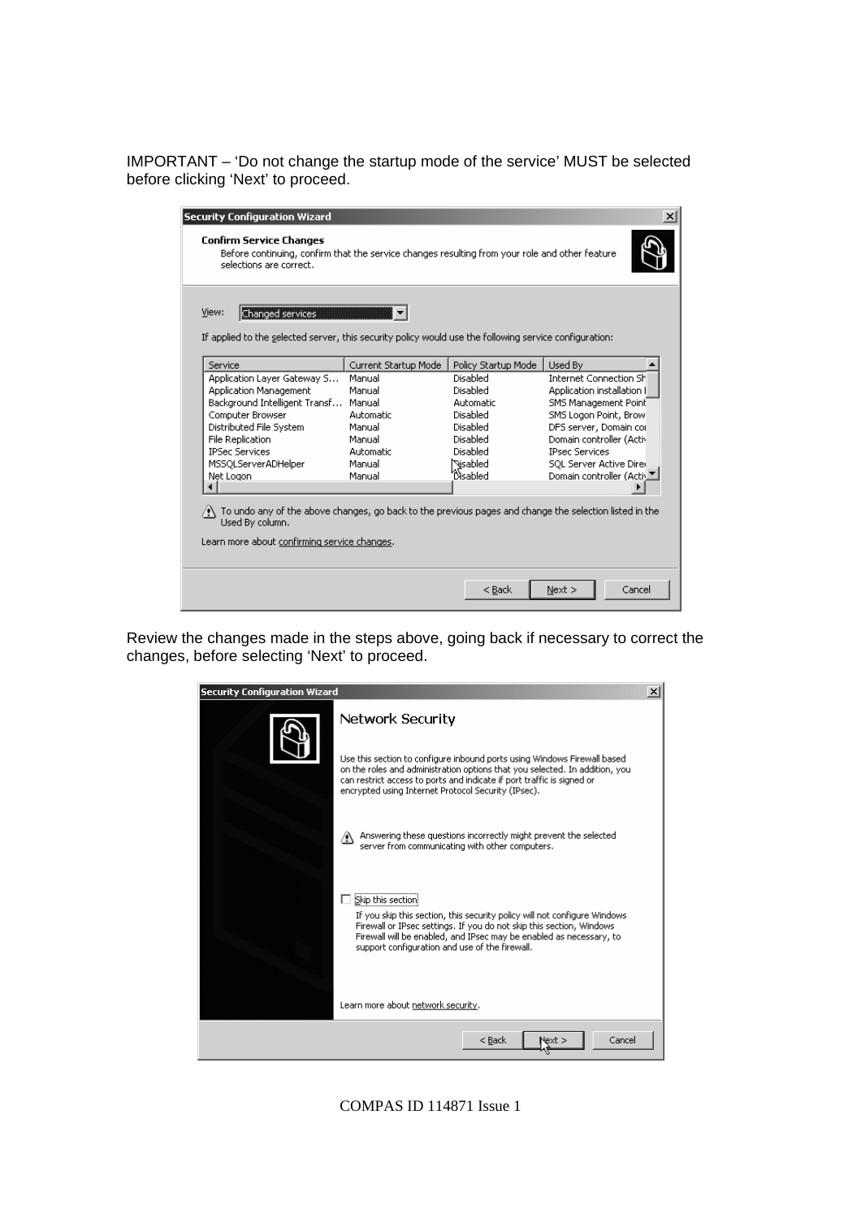IMPORTANT – ‘Do not change the startup mode of the service’ MUST be selected before clicking ‘Next’ to proceed.

Review the changes made in the steps above, going back if necessary to correct the changes, before selecting ‘Next’ to proceed.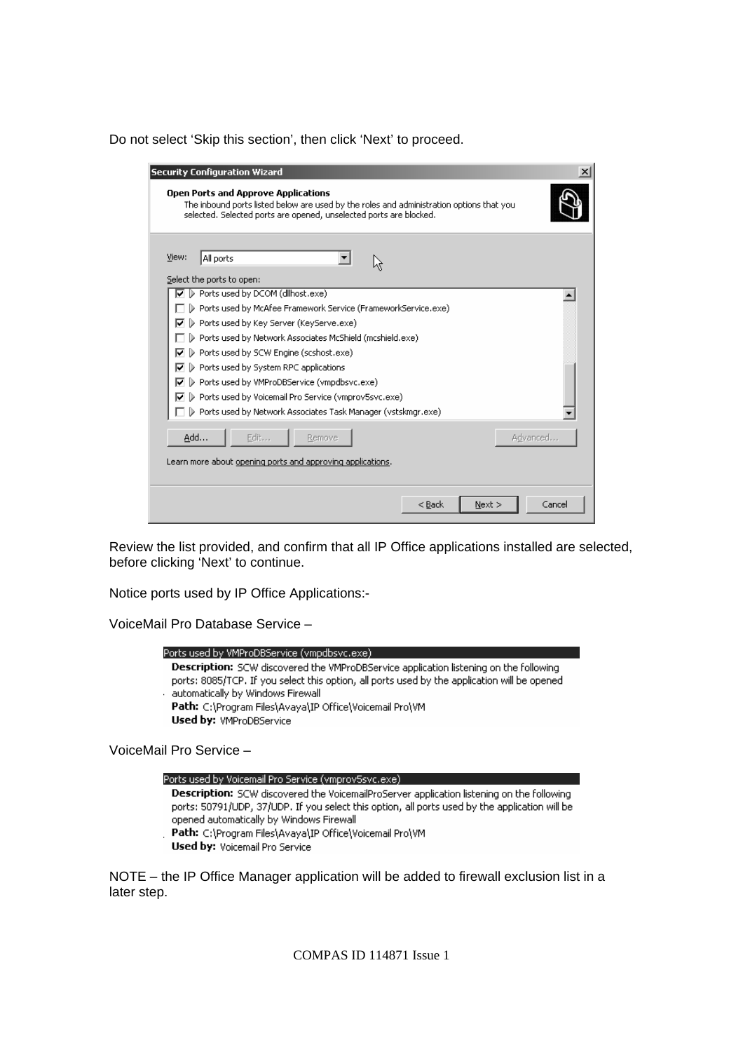Do not select 'Skip this section', then click 'Next' to proceed.

**Security Configuration Wizard**

**Open Ports and Approve Applications**
The inbound ports listed below are used by the roles and administration options that you selected. Selected ports are opened, unselected ports are blocked.

View: All ports

Select the ports to open:

- [x] Ports used by DCOM (dllhost.exe)
- [ ] Ports used by McAfee Framework Service (FrameworkService.exe)
- [x] Ports used by Key Server (KeyServe.exe)
- [ ] Ports used by Network Associates McShield (mcshield.exe)
- [x] Ports used by SCW Engine (scshost.exe)
- [x] Ports used by System RPC applications
- [x] Ports used by VMProDBService (vmpdbsvc.exe)
- [x] Ports used by Voicemail Pro Service (vmprov5svc.exe)
- [ ] Ports used by Network Associates Task Manager (vstskmgr.exe)

Add... | Edit... | Remove | Advanced...

Learn more about opening ports and approving applications.

< Back | Next > | Cancel

Review the list provided, and confirm that all IP Office applications installed are selected, before clicking 'Next' to continue.

Notice ports used by IP Office Applications:-

VoiceMail Pro Database Service –

Ports used by VMProDBService (vmpdbsvc.exe)
**Description:** SCW discovered the VMProDBService application listening on the following ports: 8085/TCP. If you select this option, all ports used by the application will be opened automatically by Windows Firewall
**Path:** C:\Program Files\Avaya\IP Office\Voicemail Pro\VM
**Used by:** VMProDBService

VoiceMail Pro Service –

Ports used by Voicemail Pro Service (vmprov5svc.exe)
**Description:** SCW discovered the VoicemailProServer application listening on the following ports: 50791/UDP, 37/UDP. If you select this option, all ports used by the application will be opened automatically by Windows Firewall
**Path:** C:\Program Files\Avaya\IP Office\Voicemail Pro\VM
**Used by:** Voicemail Pro Service

NOTE – the IP Office Manager application will be added to firewall exclusion list in a later step.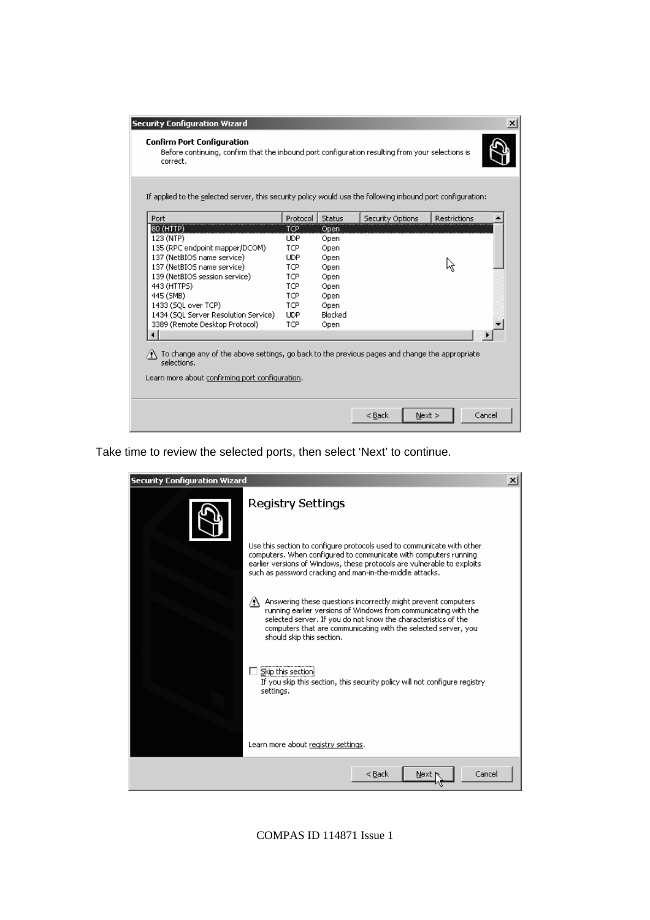**Security Configuration Wizard**

**Confirm Port Configuration**

Before continuing, confirm that the inbound port configuration resulting from your selections is correct.

If applied to the selected server, this security policy would use the following inbound port configuration:

| Port | Protocol | Status | Security Options | Restrictions |
|---|---|---|---|---|
| 80 (HTTP) | TCP | Open | | |
| 123 (NTP) | UDP | Open | | |
| 135 (RPC endpoint mapper/DCOM) | TCP | Open | | |
| 137 (NetBIOS name service) | UDP | Open | | |
| 137 (NetBIOS name service) | TCP | Open | | |
| 139 (NetBIOS session service) | TCP | Open | | |
| 443 (HTTPS) | TCP | Open | | |
| 445 (SMB) | TCP | Open | | |
| 1433 (SQL over TCP) | TCP | Open | | |
| 1434 (SQL Server Resolution Service) | UDP | Blocked | | |
| 3389 (Remote Desktop Protocol) | TCP | Open | | |

To change any of the above settings, go back to the previous pages and change the appropriate selections.

Learn more about confirming port configuration.

< Back | Next > | Cancel

Take time to review the selected ports, then select 'Next' to continue.

**Security Configuration Wizard**

**Registry Settings**

Use this section to configure protocols used to communicate with other computers. When configured to communicate with computers running earlier versions of Windows, these protocols are vulnerable to exploits such as password cracking and man-in-the-middle attacks.

Answering these questions incorrectly might prevent computers running earlier versions of Windows from communicating with the selected server. If you do not know the characteristics of the computers that are communicating with the selected server, you should skip this section.

☐ Skip this section

If you skip this section, this security policy will not configure registry settings.

Learn more about registry settings.

< Back | Next > | Cancel

COMPAS ID 114871 Issue 1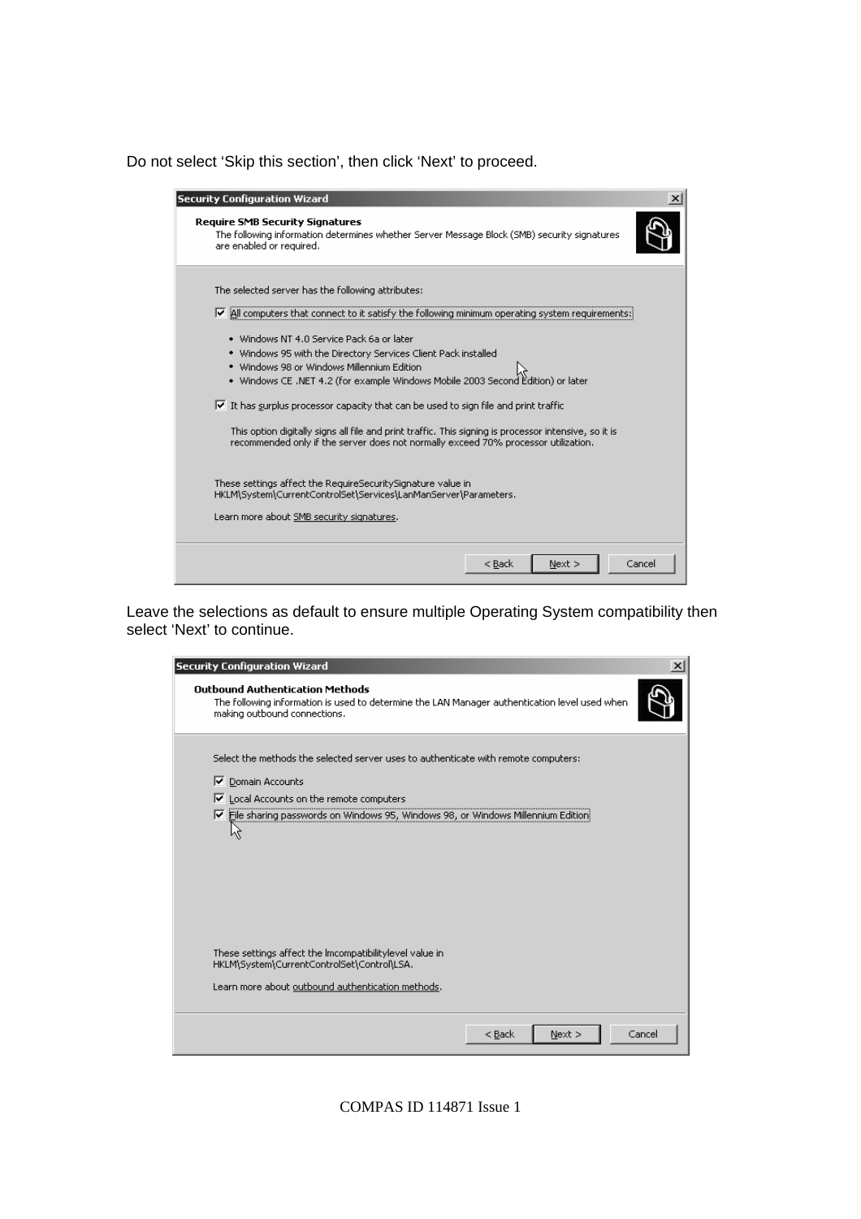Do not select 'Skip this section', then click 'Next' to proceed.

**Security Configuration Wizard**

**Require SMB Security Signatures**

The following information determines whether Server Message Block (SMB) security signatures are enabled or required.

The selected server has the following attributes:

☑ All computers that connect to it satisfy the following minimum operating system requirements:

- Windows NT 4.0 Service Pack 6a or later
- Windows 95 with the Directory Services Client Pack installed
- Windows 98 or Windows Millennium Edition
- Windows CE .NET 4.2 (for example Windows Mobile 2003 Second Edition) or later

☑ It has surplus processor capacity that can be used to sign file and print traffic

This option digitally signs all file and print traffic. This signing is processor intensive, so it is recommended only if the server does not normally exceed 70% processor utilization.

These settings affect the RequireSecuritySignature value in HKLM\System\CurrentControlSet\Services\LanManServer\Parameters.

Learn more about SMB security signatures.

< Back | Next > | Cancel

Leave the selections as default to ensure multiple Operating System compatibility then select 'Next' to continue.

**Security Configuration Wizard**

**Outbound Authentication Methods**

The following information is used to determine the LAN Manager authentication level used when making outbound connections.

Select the methods the selected server uses to authenticate with remote computers:

☑ Domain Accounts

☑ Local Accounts on the remote computers

☑ File sharing passwords on Windows 95, Windows 98, or Windows Millennium Edition

These settings affect the lmcompatibilitylevel value in HKLM\System\CurrentControlSet\Control\LSA.

Learn more about outbound authentication methods.

< Back | Next > | Cancel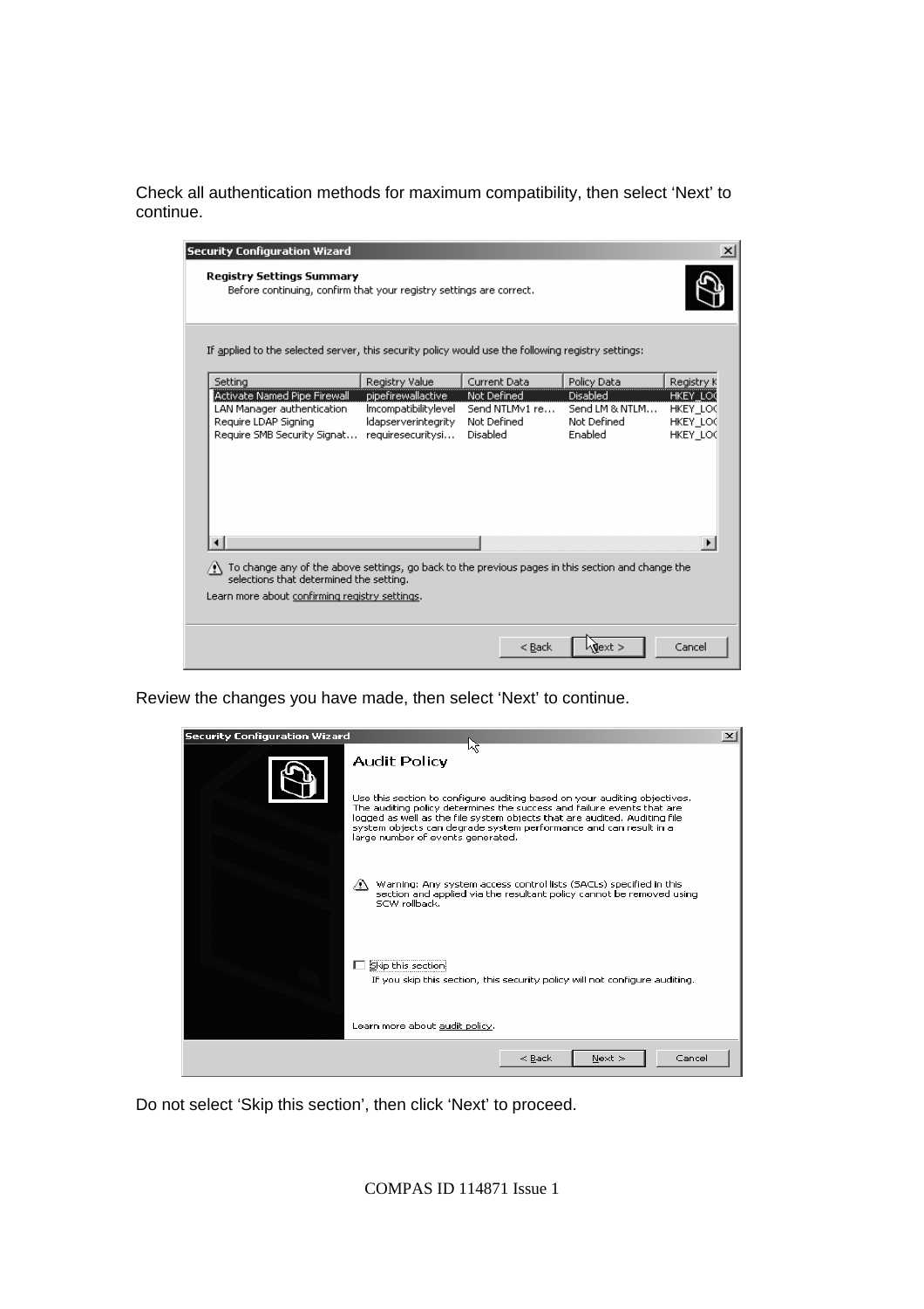Check all authentication methods for maximum compatibility, then select 'Next' to continue.

Review the changes you have made, then select 'Next' to continue.

Do not select 'Skip this section', then click 'Next' to proceed.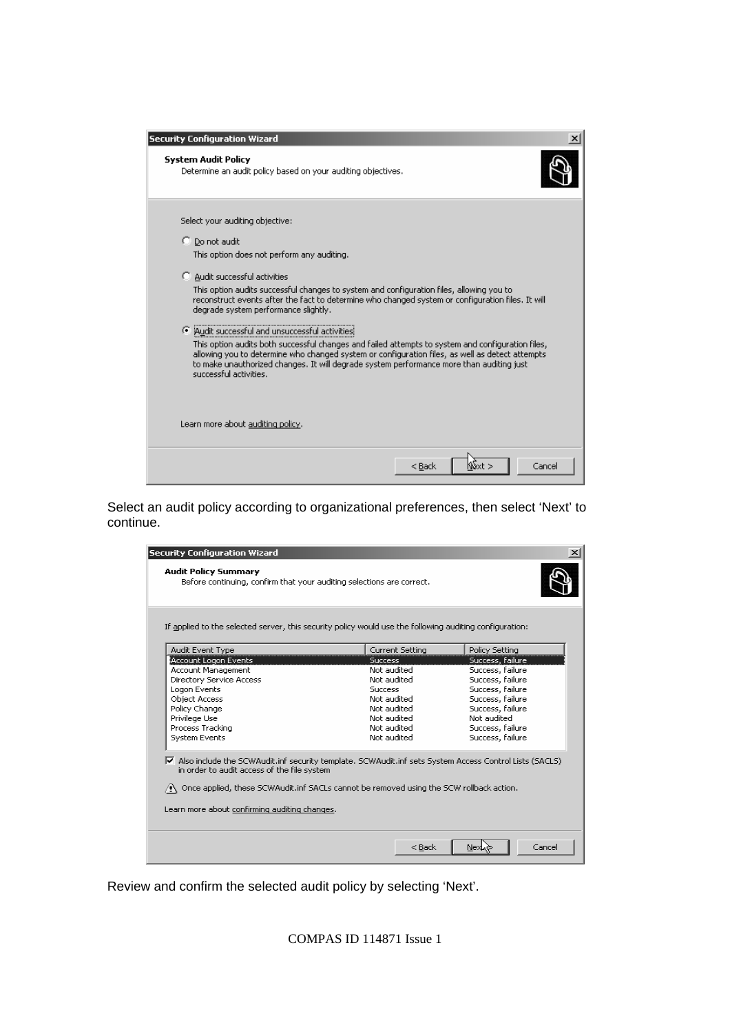**Security Configuration Wizard**

**System Audit Policy**
Determine an audit policy based on your auditing objectives.

Select your auditing objective:

- Do not audit
  This option does not perform any auditing.
- Audit successful activities
  This option audits successful changes to system and configuration files, allowing you to reconstruct events after the fact to determine who changed system or configuration files. It will degrade system performance slightly.
- (selected) Audit successful and unsuccessful activities
  This option audits both successful changes and failed attempts to system and configuration files, allowing you to determine who changed system or configuration files, as well as detect attempts to make unauthorized changes. It will degrade system performance more than auditing just successful activities.

Learn more about auditing policy.

< Back | Next > | Cancel

Select an audit policy according to organizational preferences, then select 'Next' to continue.

**Security Configuration Wizard**

**Audit Policy Summary**
Before continuing, confirm that your auditing selections are correct.

If applied to the selected server, this security policy would use the following auditing configuration:

| Audit Event Type | Current Setting | Policy Setting |
| --- | --- | --- |
| Account Logon Events | Success | Success, failure |
| Account Management | Not audited | Success, failure |
| Directory Service Access | Not audited | Success, failure |
| Logon Events | Success | Success, failure |
| Object Access | Not audited | Success, failure |
| Policy Change | Not audited | Success, failure |
| Privilege Use | Not audited | Not audited |
| Process Tracking | Not audited | Success, failure |
| System Events | Not audited | Success, failure |

☑ Also include the SCWAudit.inf security template. SCWAudit.inf sets System Access Control Lists (SACLS) in order to audit access of the file system

⚠ Once applied, these SCWAudit.inf SACLs cannot be removed using the SCW rollback action.

Learn more about confirming auditing changes.

< Back | Next > | Cancel

Review and confirm the selected audit policy by selecting 'Next'.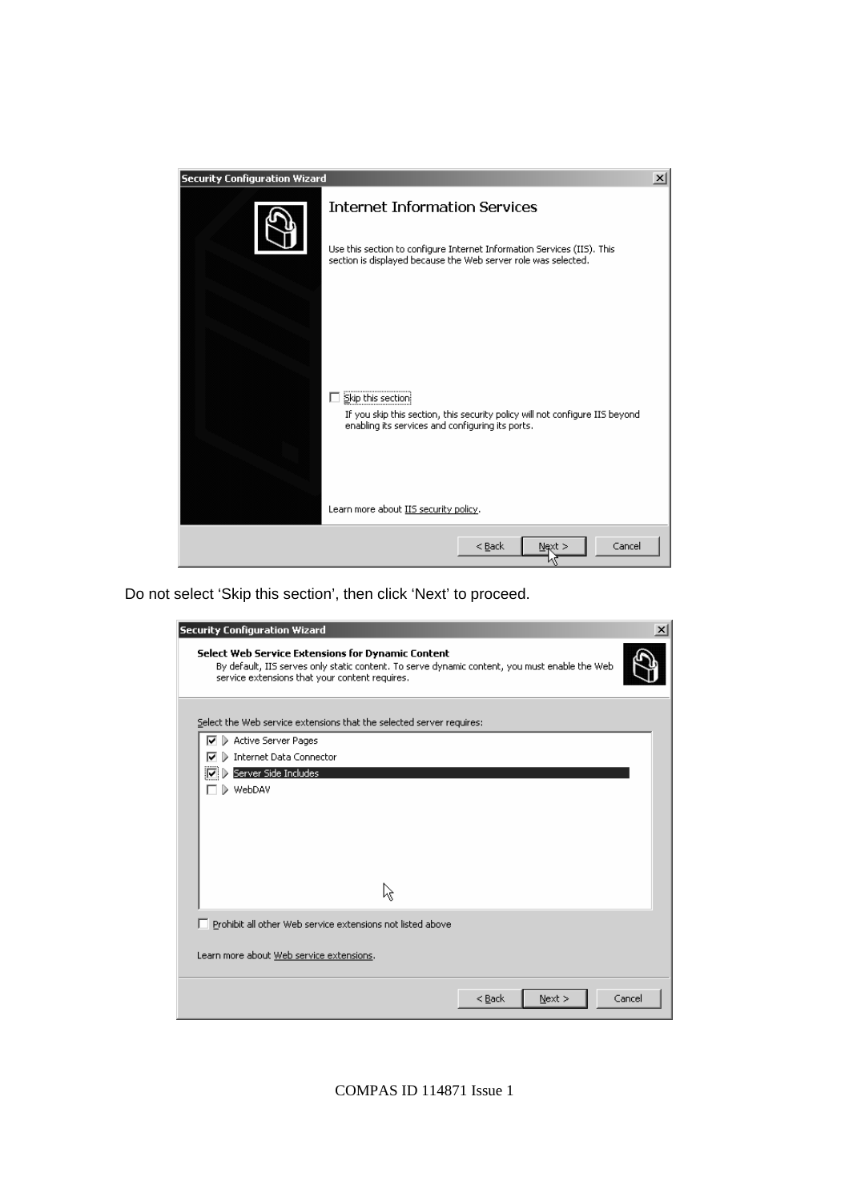**Security Configuration Wizard**

## Internet Information Services

Use this section to configure Internet Information Services (IIS). This section is displayed because the Web server role was selected.

☐ Skip this section

If you skip this section, this security policy will not configure IIS beyond enabling its services and configuring its ports.

Learn more about IIS security policy.

< Back | Next > | Cancel

Do not select 'Skip this section', then click 'Next' to proceed.

**Security Configuration Wizard**

**Select Web Service Extensions for Dynamic Content**

By default, IIS serves only static content. To serve dynamic content, you must enable the Web service extensions that your content requires.

Select the Web service extensions that the selected server requires:

- ☑ Active Server Pages
- ☑ Internet Data Connector
- ☑ Server Side Includes
- ☐ WebDAV

☐ Prohibit all other Web service extensions not listed above

Learn more about Web service extensions.

< Back | Next > | Cancel

COMPAS ID 114871 Issue 1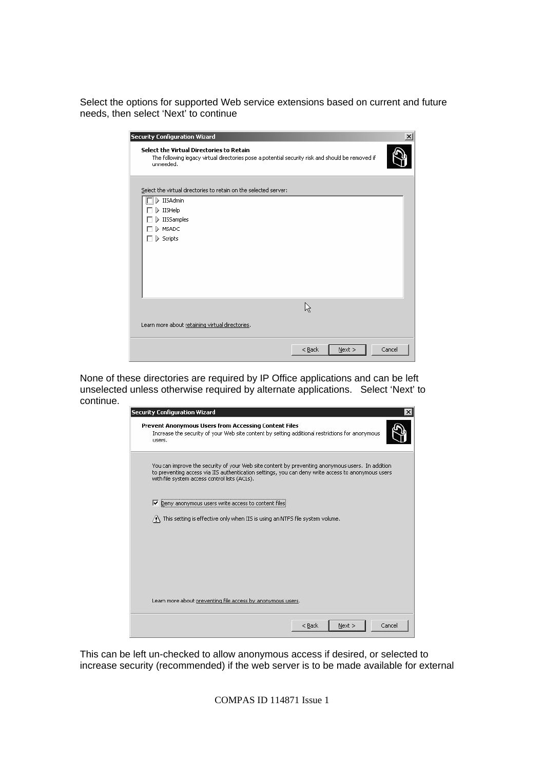Select the options for supported Web service extensions based on current and future needs, then select 'Next' to continue

None of these directories are required by IP Office applications and can be left unselected unless otherwise required by alternate applications. Select 'Next' to continue.

This can be left un-checked to allow anonymous access if desired, or selected to increase security (recommended) if the web server is to be made available for external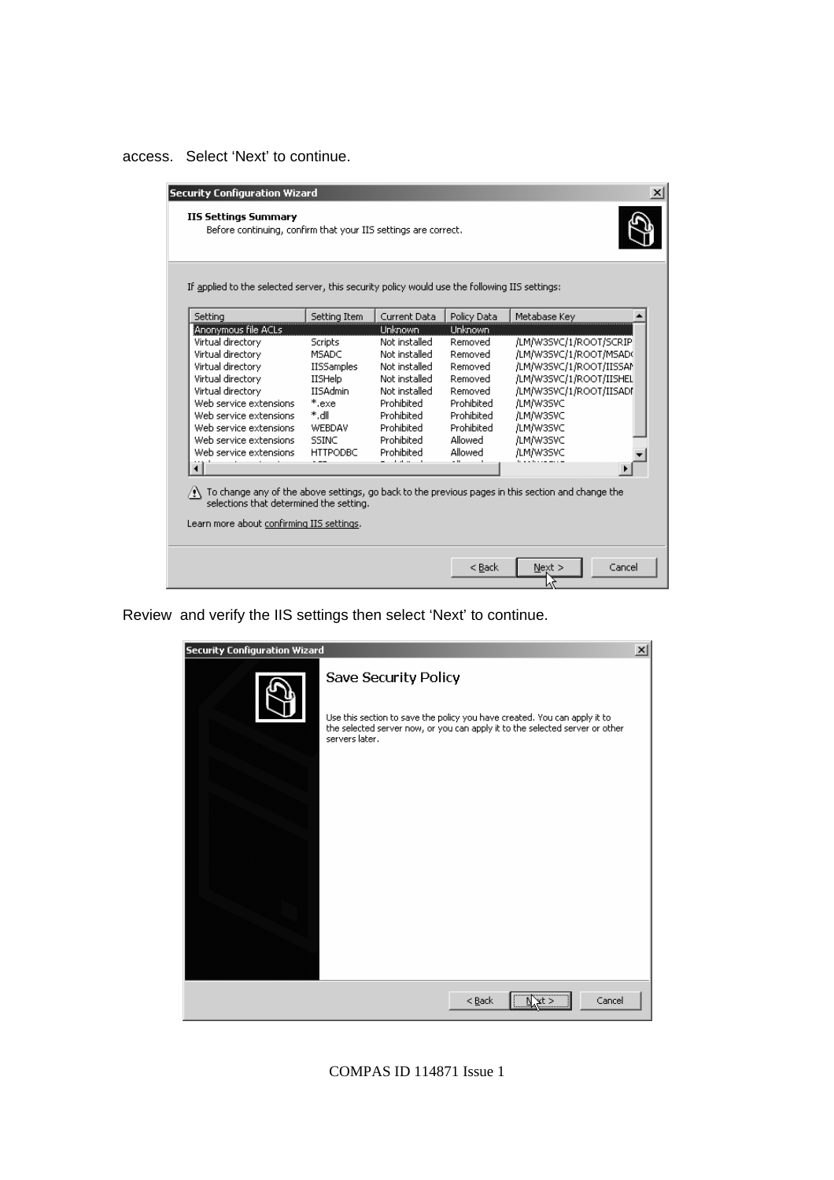access.   Select 'Next' to continue.

Review  and verify the IIS settings then select 'Next' to continue.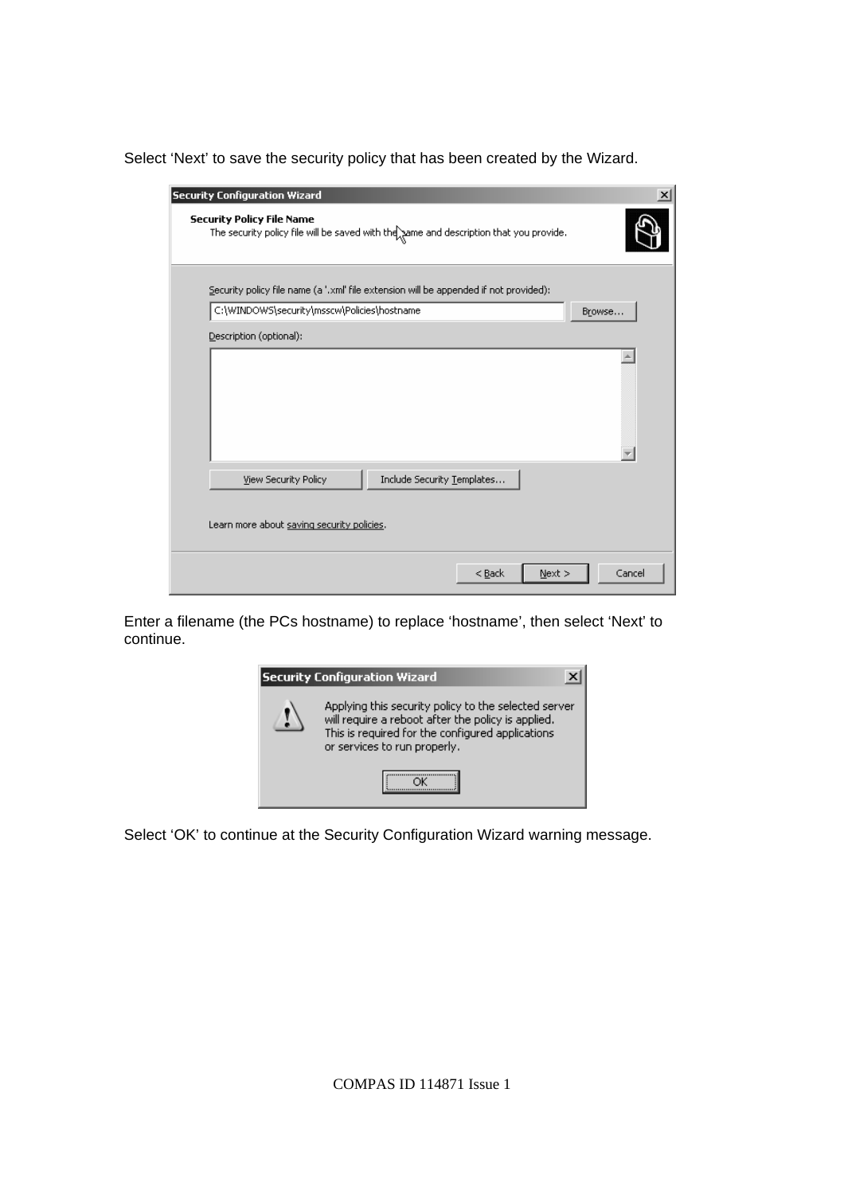Select 'Next' to save the security policy that has been created by the Wizard.

Enter a filename (the PCs hostname) to replace 'hostname', then select 'Next' to continue.

Select 'OK' to continue at the Security Configuration Wizard warning message.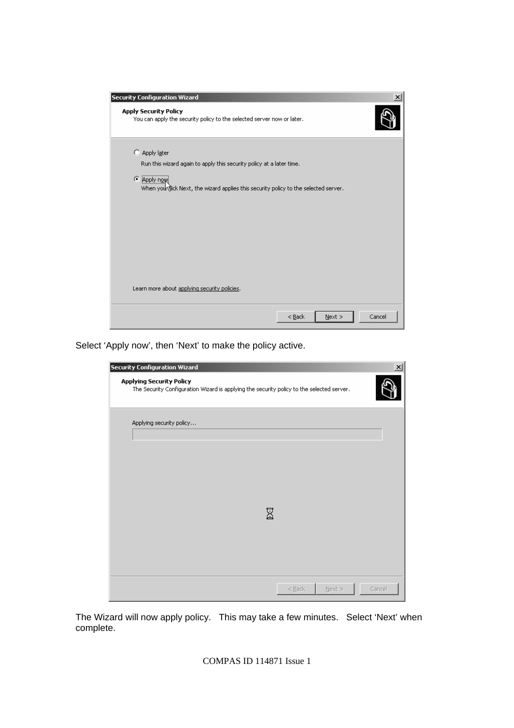Select ‘Apply now’, then ‘Next’ to make the policy active.

The Wizard will now apply policy. This may take a few minutes. Select ‘Next’ when complete.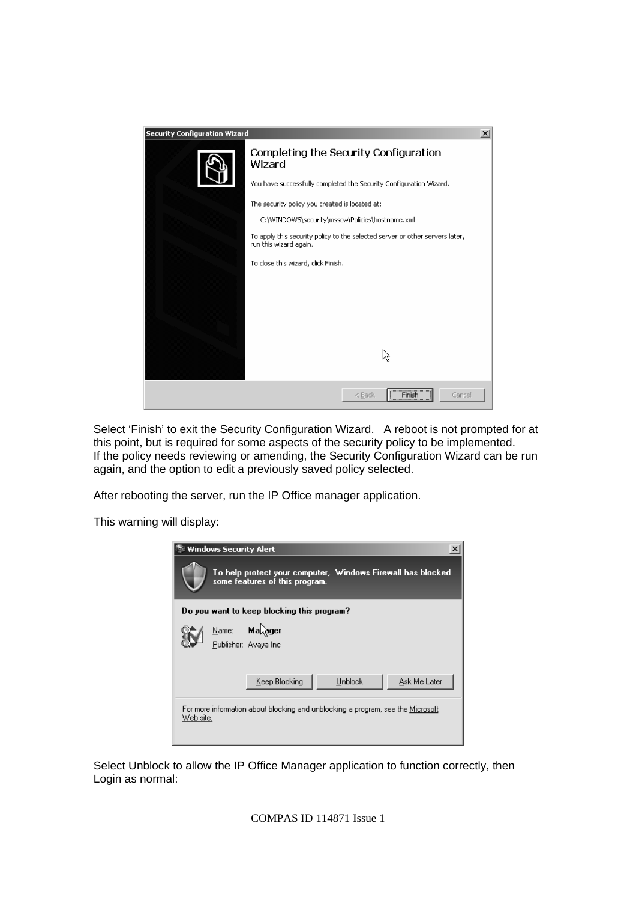Select ‘Finish’ to exit the Security Configuration Wizard. A reboot is not prompted for at this point, but is required for some aspects of the security policy to be implemented.
If the policy needs reviewing or amending, the Security Configuration Wizard can be run again, and the option to edit a previously saved policy selected.

After rebooting the server, run the IP Office manager application.

This warning will display:

Select Unblock to allow the IP Office Manager application to function correctly, then Login as normal: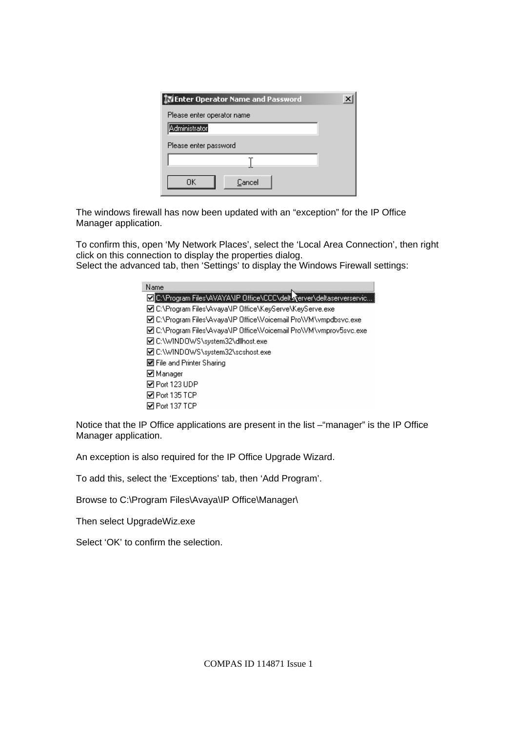The windows firewall has now been updated with an “exception” for the IP Office Manager application.

To confirm this, open ‘My Network Places’, select the ‘Local Area Connection’, then right click on this connection to display the properties dialog.
Select the advanced tab, then ‘Settings’ to display the Windows Firewall settings:

Notice that the IP Office applications are present in the list –“manager” is the IP Office Manager application.

An exception is also required for the IP Office Upgrade Wizard.

To add this, select the ‘Exceptions’ tab, then ‘Add Program’.

Browse to C:\Program Files\Avaya\IP Office\Manager\

Then select UpgradeWiz.exe

Select ‘OK’ to confirm the selection.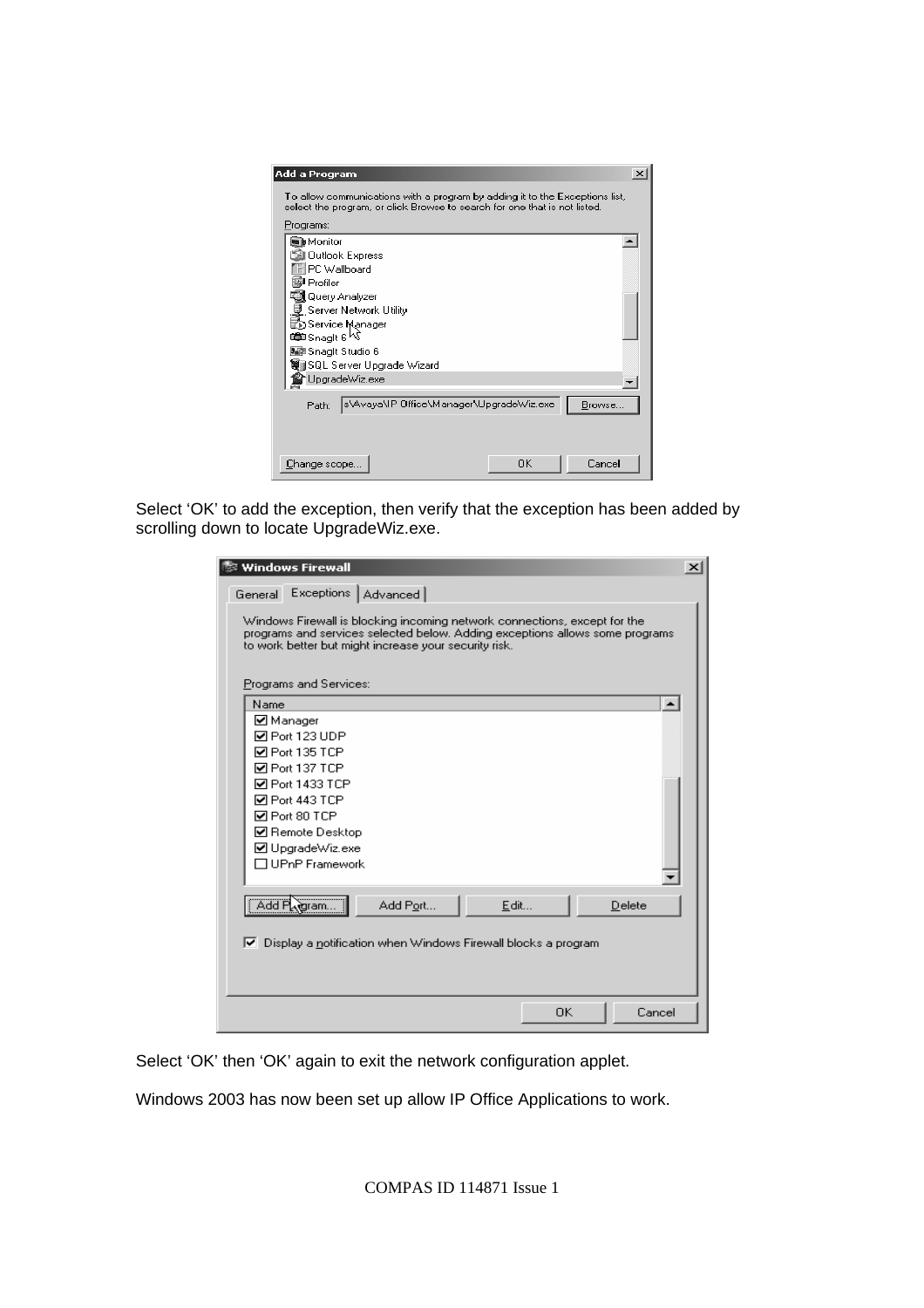Select 'OK' to add the exception, then verify that the exception has been added by scrolling down to locate UpgradeWiz.exe.

Select 'OK' then 'OK' again to exit the network configuration applet.

Windows 2003 has now been set up allow IP Office Applications to work.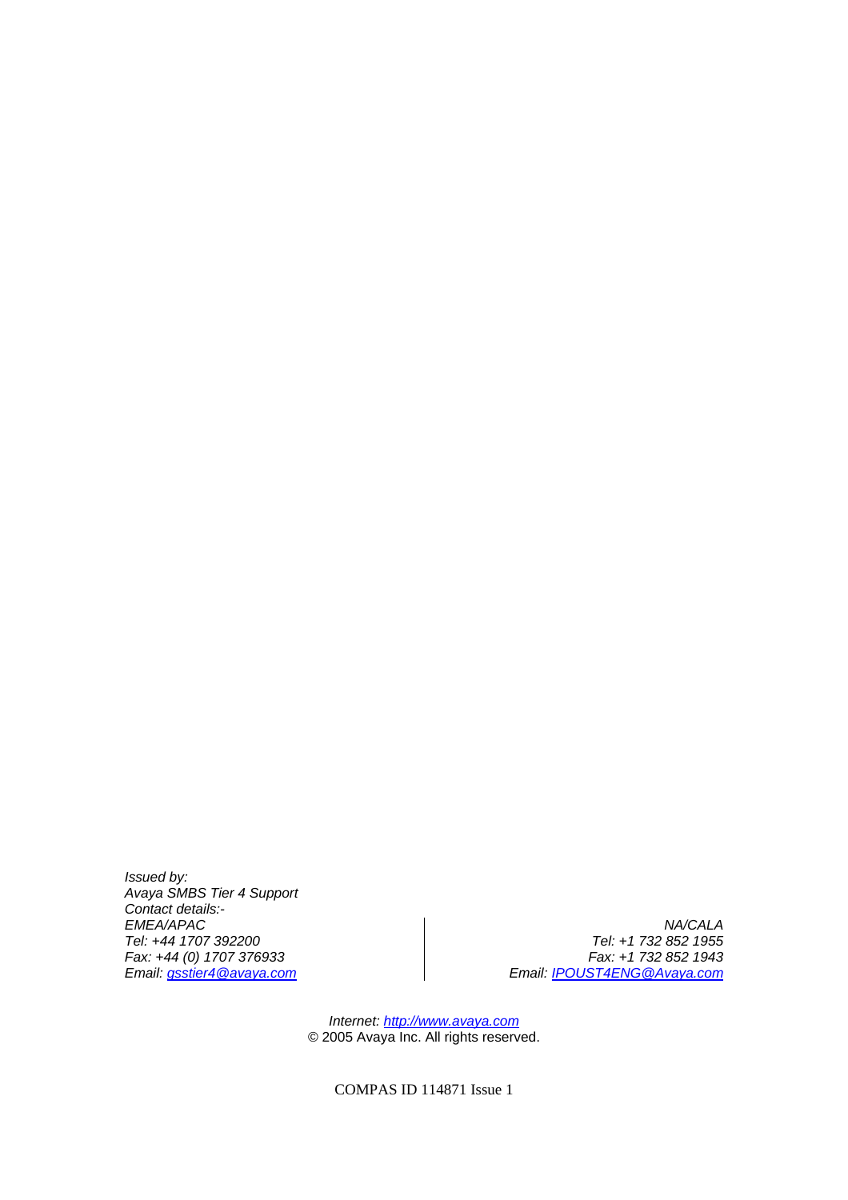*Issued by:*
*Avaya SMBS Tier 4 Support*
*Contact details:-*

*EMEA/APAC*
*Tel: +44 1707 392200*
*Fax: +44 (0) 1707 376933*
*Email: gsstier4@avaya.com*

*NA/CALA*
*Tel: +1 732 852 1955*
*Fax: +1 732 852 1943*
*Email: IPOUST4ENG@Avaya.com*

*Internet: http://www.avaya.com*
© 2005 Avaya Inc. All rights reserved.

COMPAS ID 114871 Issue 1